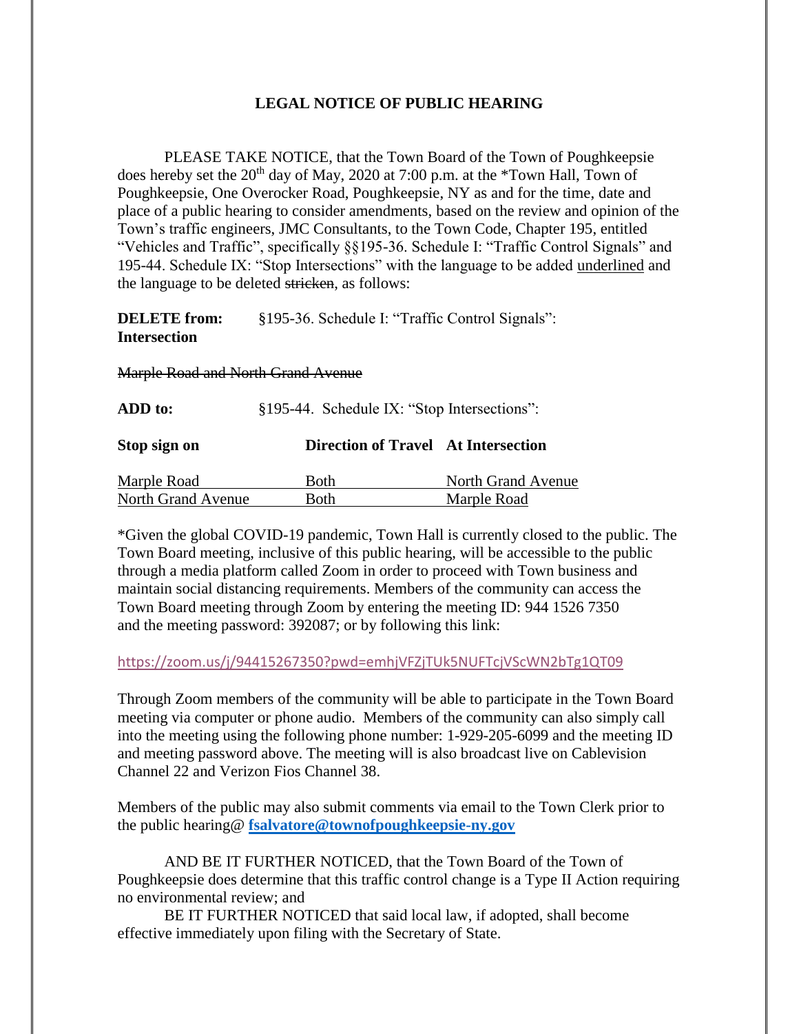**LEGAL NOTICE OF PUBLIC HEARING**

PLEASE TAKE NOTICE, that the Town Board of the Town of Poughkeepsie does hereby set the 20th day of May, 2020 at 7:00 p.m. at the *Town Hall, Town of Poughkeepsie, One Overocker Road, Poughkeepsie, NY as and for the time, date and place of a public hearing to consider amendments, based on the review and opinion of the Town's traffic engineers, JMC Consultants, to the Town Code, Chapter 195, entitled "Vehicles and Traffic", specifically §§195-36. Schedule I: "Traffic Control Signals" and 195-44. Schedule IX: "Stop Intersections" with the language to be added <u>underlined</u> and the language to be deleted ~~stricken~~, as follows:

**DELETE from:** §195-36. Schedule I: "Traffic Control Signals":
**Intersection**

~~Marple Road and North Grand Avenue~~

**ADD to:** §195-44. Schedule IX: "Stop Intersections":

| **Stop sign on** | **Direction of Travel** | **At Intersection** |
|---|---|---|
| <u>Marple Road</u> | <u>Both</u> | <u>North Grand Avenue</u> |
| <u>North Grand Avenue</u> | <u>Both</u> | <u>Marple Road</u> |

*Given the global COVID-19 pandemic, Town Hall is currently closed to the public. The Town Board meeting, inclusive of this public hearing, will be accessible to the public through a media platform called Zoom in order to proceed with Town business and maintain social distancing requirements. Members of the community can access the Town Board meeting through Zoom by entering the meeting ID: 944 1526 7350 and the meeting password: 392087; or by following this link:

https://zoom.us/j/94415267350?pwd=emhjVFZjTUk5NUFTcjVScWN2bTg1QT09

Through Zoom members of the community will be able to participate in the Town Board meeting via computer or phone audio. Members of the community can also simply call into the meeting using the following phone number: 1-929-205-6099 and the meeting ID and meeting password above. The meeting will is also broadcast live on Cablevision Channel 22 and Verizon Fios Channel 38.

Members of the public may also submit comments via email to the Town Clerk prior to the public hearing@ **fsalvatore@townofpoughkeepsie-ny.gov**

AND BE IT FURTHER NOTICED, that the Town Board of the Town of Poughkeepsie does determine that this traffic control change is a Type II Action requiring no environmental review; and

BE IT FURTHER NOTICED that said local law, if adopted, shall become effective immediately upon filing with the Secretary of State.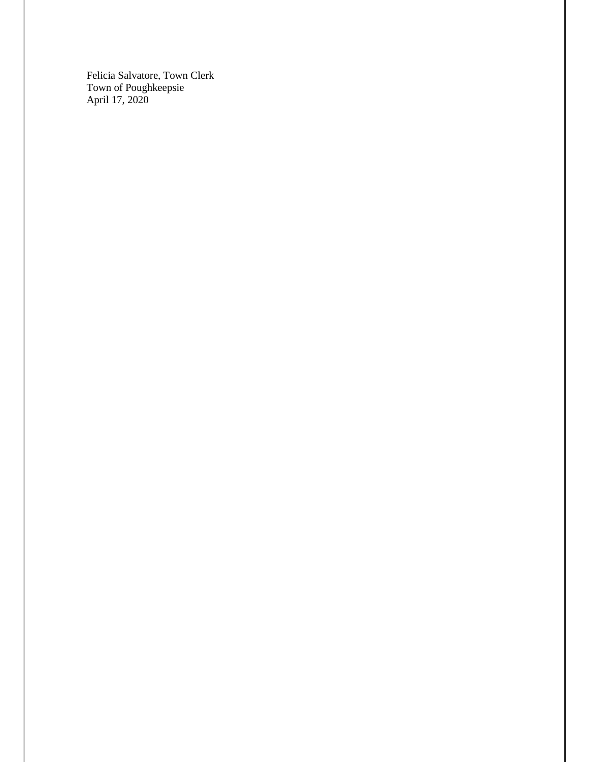Felicia Salvatore, Town Clerk
Town of Poughkeepsie
April 17, 2020